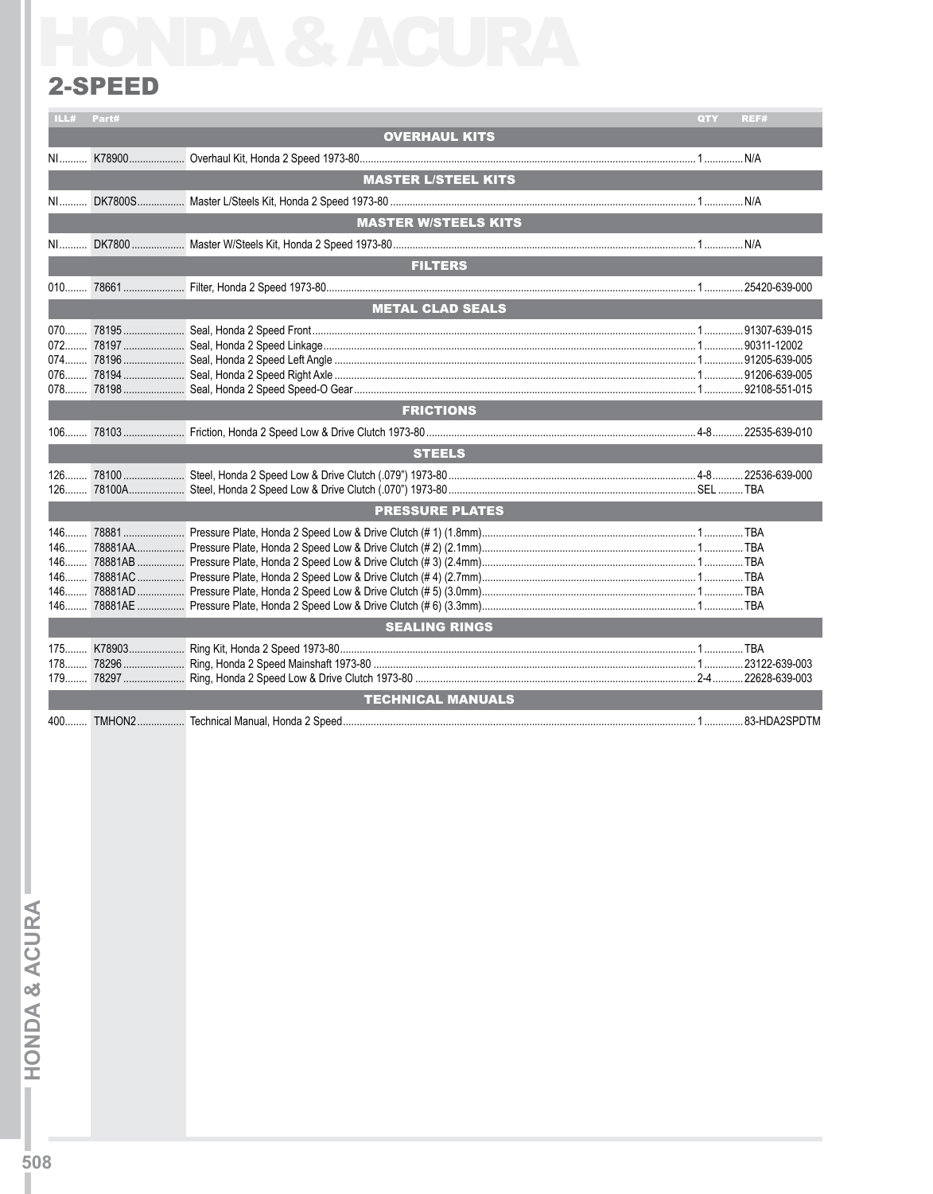# HONDA & ACURA

## 2-SPEED

| ILL# | Part# | | QTY | REF# |
|---|---|---|---|---|
| | | **OVERHAUL KITS** | | |
| NI | K78900 | Overhaul Kit, Honda 2 Speed 1973-80 | 1 | N/A |
| | | **MASTER L/STEEL KITS** | | |
| NI | DK7800S | Master L/Steels Kit, Honda 2 Speed 1973-80 | 1 | N/A |
| | | **MASTER W/STEELS KITS** | | |
| NI | DK7800 | Master W/Steels Kit, Honda 2 Speed 1973-80 | 1 | N/A |
| | | **FILTERS** | | |
| 010 | 78661 | Filter, Honda 2 Speed 1973-80 | 1 | 25420-639-000 |
| | | **METAL CLAD SEALS** | | |
| 070 | 78195 | Seal, Honda 2 Speed Front | 1 | 91307-639-015 |
| 072 | 78197 | Seal, Honda 2 Speed Linkage | 1 | 90311-12002 |
| 074 | 78196 | Seal, Honda 2 Speed Left Angle | 1 | 91205-639-005 |
| 076 | 78194 | Seal, Honda 2 Speed Right Axle | 1 | 91206-639-005 |
| 078 | 78198 | Seal, Honda 2 Speed Speed-O Gear | 1 | 92108-551-015 |
| | | **FRICTIONS** | | |
| 106 | 78103 | Friction, Honda 2 Speed Low & Drive Clutch 1973-80 | 4-8 | 22535-639-010 |
| | | **STEELS** | | |
| 126 | 78100 | Steel, Honda 2 Speed Low & Drive Clutch (.079") 1973-80 | 4-8 | 22536-639-000 |
| 126 | 78100A | Steel, Honda 2 Speed Low & Drive Clutch (.070") 1973-80 | SEL | TBA |
| | | **PRESSURE PLATES** | | |
| 146 | 78881 | Pressure Plate, Honda 2 Speed Low & Drive Clutch (# 1) (1.8mm) | 1 | TBA |
| 146 | 78881AA | Pressure Plate, Honda 2 Speed Low & Drive Clutch (# 2) (2.1mm) | 1 | TBA |
| 146 | 78881AB | Pressure Plate, Honda 2 Speed Low & Drive Clutch (# 3) (2.4mm) | 1 | TBA |
| 146 | 78881AC | Pressure Plate, Honda 2 Speed Low & Drive Clutch (# 4) (2.7mm) | 1 | TBA |
| 146 | 78881AD | Pressure Plate, Honda 2 Speed Low & Drive Clutch (# 5) (3.0mm) | 1 | TBA |
| 146 | 78881AE | Pressure Plate, Honda 2 Speed Low & Drive Clutch (# 6) (3.3mm) | 1 | TBA |
| | | **SEALING RINGS** | | |
| 175 | K78903 | Ring Kit, Honda 2 Speed 1973-80 | 1 | TBA |
| 178 | 78296 | Ring, Honda 2 Speed Mainshaft 1973-80 | 1 | 23122-639-003 |
| 179 | 78297 | Ring, Honda 2 Speed Low & Drive Clutch 1973-80 | 2-4 | 22628-639-003 |
| | | **TECHNICAL MANUALS** | | |
| 400 | TMHON2 | Technical Manual, Honda 2 Speed | 1 | 83-HDA2SPDTM |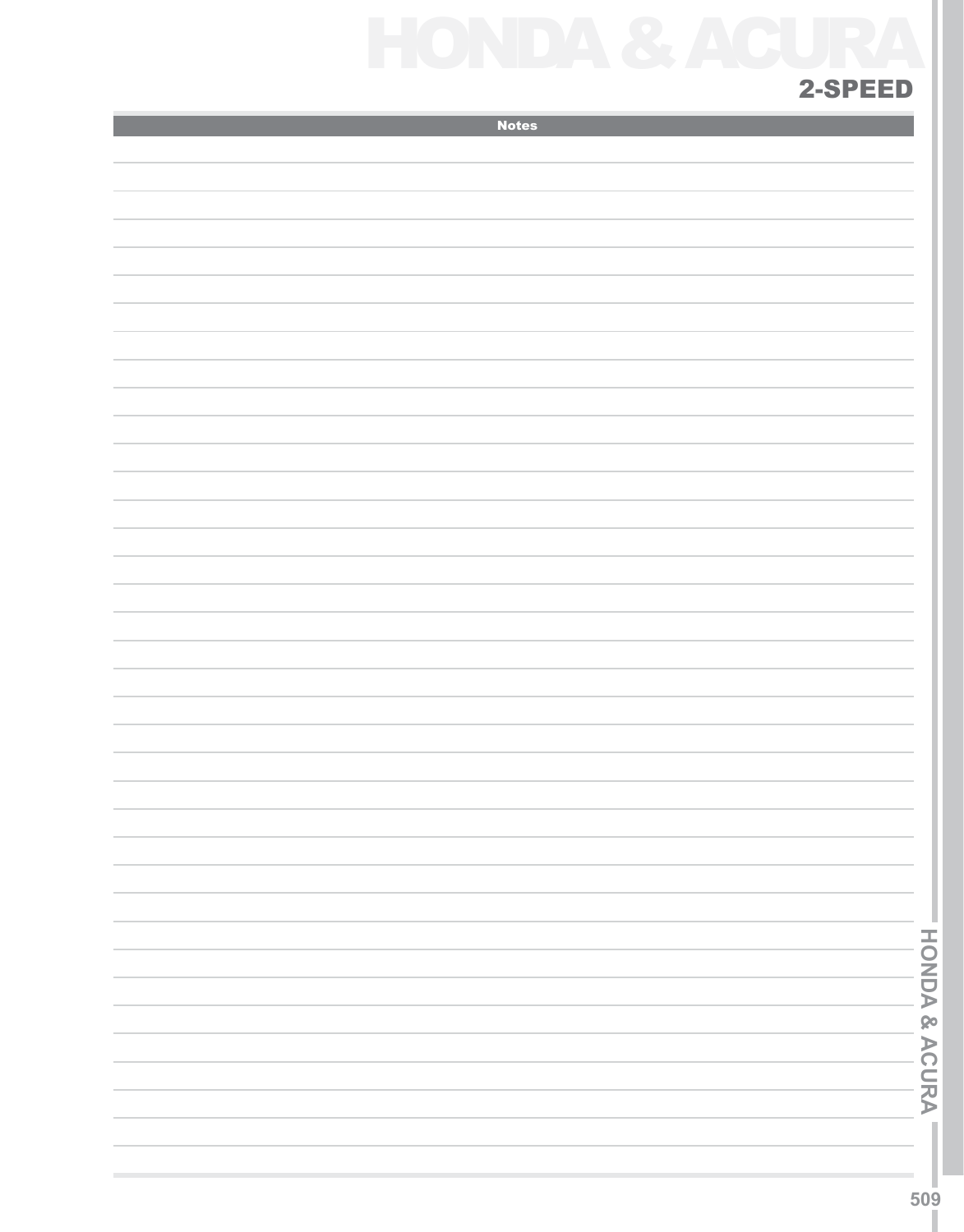## Notes